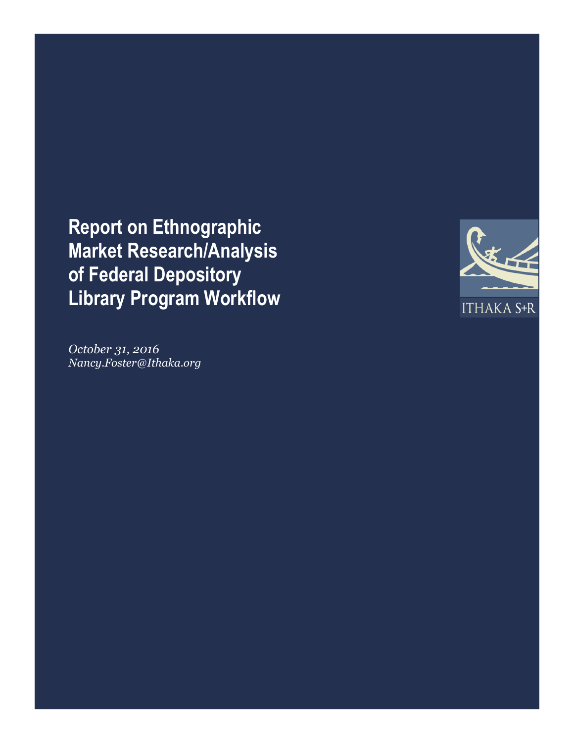# Report on Ethnographic Market Research/Analysis of Federal Depository Library Program Workflow

ITHAKA S+R

*October 31, 2016*
*Nancy.Foster@Ithaka.org*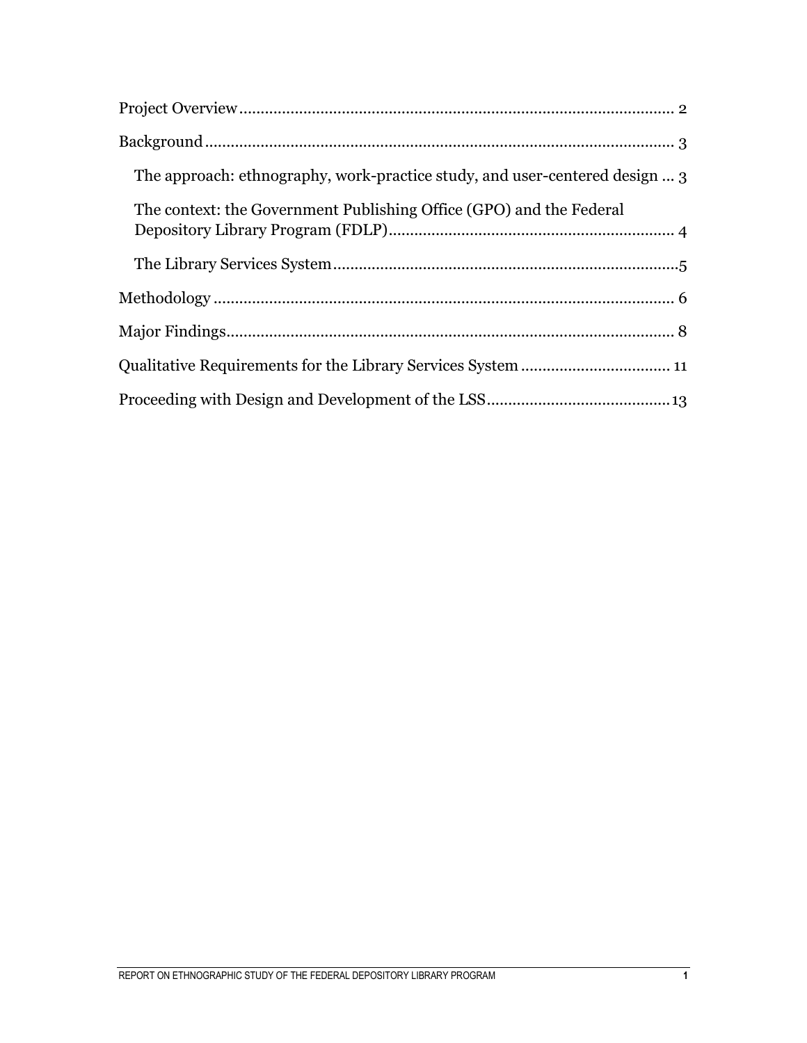Project Overview .................................................................................................... 2

Background ............................................................................................................ 3

&nbsp;&nbsp;&nbsp;&nbsp;The approach: ethnography, work-practice study, and user-centered design ... 3

&nbsp;&nbsp;&nbsp;&nbsp;The context: the Government Publishing Office (GPO) and the Federal Depository Library Program (FDLP) .................................................................. 4

&nbsp;&nbsp;&nbsp;&nbsp;The Library Services System ................................................................................ 5

Methodology .......................................................................................................... 6

Major Findings ....................................................................................................... 8

Qualitative Requirements for the Library Services System .................................. 11

Proceeding with Design and Development of the LSS .......................................... 13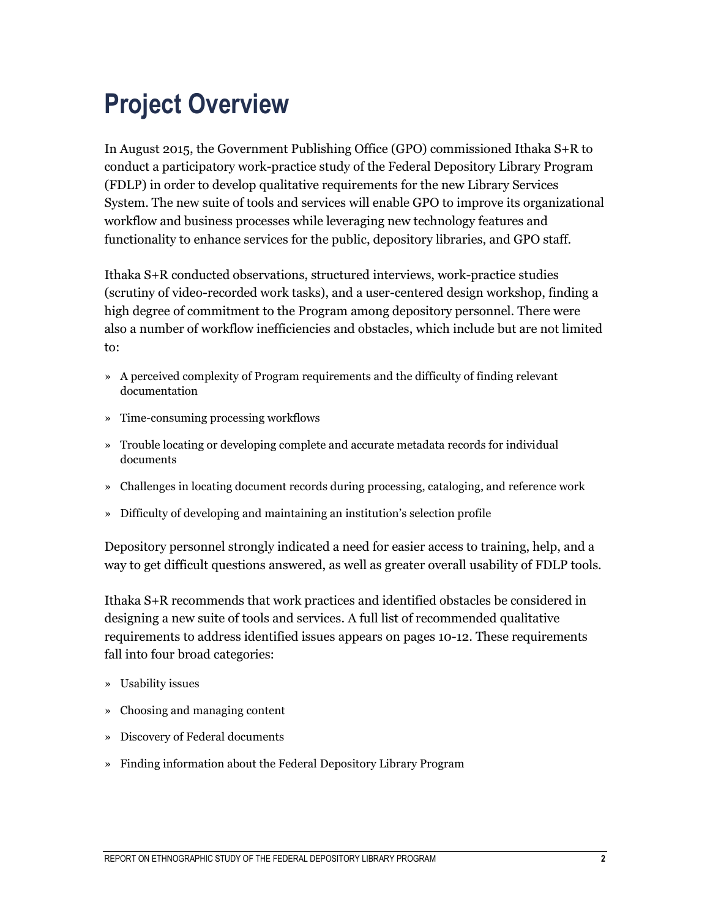# Project Overview

In August 2015, the Government Publishing Office (GPO) commissioned Ithaka S+R to conduct a participatory work-practice study of the Federal Depository Library Program (FDLP) in order to develop qualitative requirements for the new Library Services System. The new suite of tools and services will enable GPO to improve its organizational workflow and business processes while leveraging new technology features and functionality to enhance services for the public, depository libraries, and GPO staff.

Ithaka S+R conducted observations, structured interviews, work-practice studies (scrutiny of video-recorded work tasks), and a user-centered design workshop, finding a high degree of commitment to the Program among depository personnel. There were also a number of workflow inefficiencies and obstacles, which include but are not limited to:

- A perceived complexity of Program requirements and the difficulty of finding relevant documentation
- Time-consuming processing workflows
- Trouble locating or developing complete and accurate metadata records for individual documents
- Challenges in locating document records during processing, cataloging, and reference work
- Difficulty of developing and maintaining an institution's selection profile

Depository personnel strongly indicated a need for easier access to training, help, and a way to get difficult questions answered, as well as greater overall usability of FDLP tools.

Ithaka S+R recommends that work practices and identified obstacles be considered in designing a new suite of tools and services. A full list of recommended qualitative requirements to address identified issues appears on pages 10-12. These requirements fall into four broad categories:

- Usability issues
- Choosing and managing content
- Discovery of Federal documents
- Finding information about the Federal Depository Library Program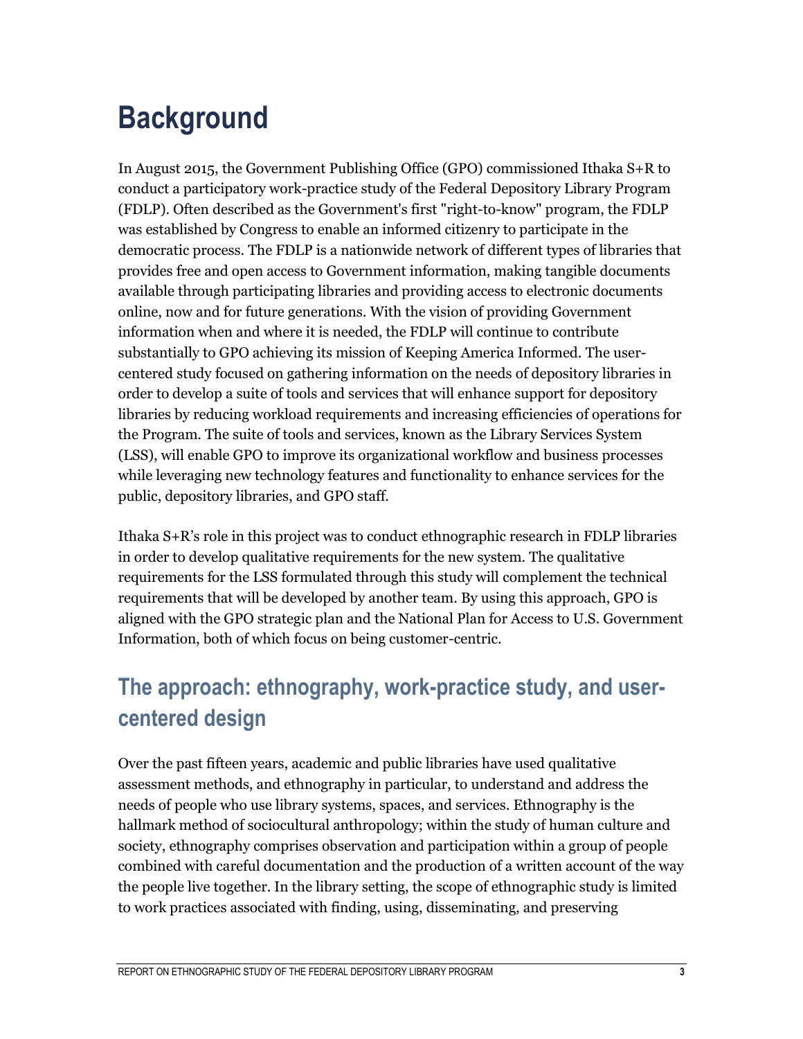# Background

In August 2015, the Government Publishing Office (GPO) commissioned Ithaka S+R to conduct a participatory work-practice study of the Federal Depository Library Program (FDLP). Often described as the Government's first "right-to-know" program, the FDLP was established by Congress to enable an informed citizenry to participate in the democratic process. The FDLP is a nationwide network of different types of libraries that provides free and open access to Government information, making tangible documents available through participating libraries and providing access to electronic documents online, now and for future generations. With the vision of providing Government information when and where it is needed, the FDLP will continue to contribute substantially to GPO achieving its mission of Keeping America Informed. The user-centered study focused on gathering information on the needs of depository libraries in order to develop a suite of tools and services that will enhance support for depository libraries by reducing workload requirements and increasing efficiencies of operations for the Program. The suite of tools and services, known as the Library Services System (LSS), will enable GPO to improve its organizational workflow and business processes while leveraging new technology features and functionality to enhance services for the public, depository libraries, and GPO staff.

Ithaka S+R's role in this project was to conduct ethnographic research in FDLP libraries in order to develop qualitative requirements for the new system. The qualitative requirements for the LSS formulated through this study will complement the technical requirements that will be developed by another team. By using this approach, GPO is aligned with the GPO strategic plan and the National Plan for Access to U.S. Government Information, both of which focus on being customer-centric.

## The approach: ethnography, work-practice study, and user-centered design

Over the past fifteen years, academic and public libraries have used qualitative assessment methods, and ethnography in particular, to understand and address the needs of people who use library systems, spaces, and services. Ethnography is the hallmark method of sociocultural anthropology; within the study of human culture and society, ethnography comprises observation and participation within a group of people combined with careful documentation and the production of a written account of the way the people live together. In the library setting, the scope of ethnographic study is limited to work practices associated with finding, using, disseminating, and preserving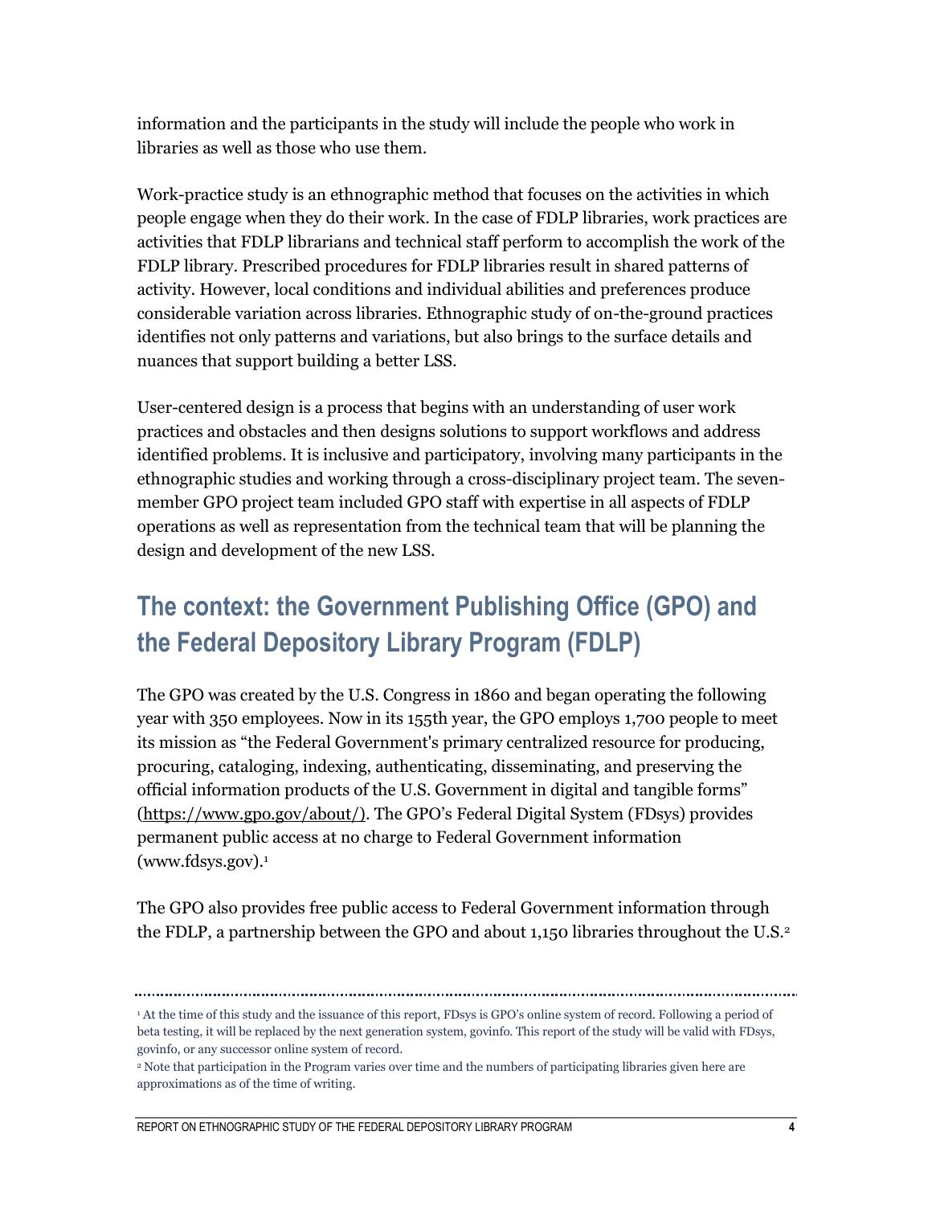information and the participants in the study will include the people who work in libraries as well as those who use them.

Work-practice study is an ethnographic method that focuses on the activities in which people engage when they do their work. In the case of FDLP libraries, work practices are activities that FDLP librarians and technical staff perform to accomplish the work of the FDLP library. Prescribed procedures for FDLP libraries result in shared patterns of activity. However, local conditions and individual abilities and preferences produce considerable variation across libraries. Ethnographic study of on-the-ground practices identifies not only patterns and variations, but also brings to the surface details and nuances that support building a better LSS.

User-centered design is a process that begins with an understanding of user work practices and obstacles and then designs solutions to support workflows and address identified problems. It is inclusive and participatory, involving many participants in the ethnographic studies and working through a cross-disciplinary project team. The seven-member GPO project team included GPO staff with expertise in all aspects of FDLP operations as well as representation from the technical team that will be planning the design and development of the new LSS.

## The context: the Government Publishing Office (GPO) and the Federal Depository Library Program (FDLP)

The GPO was created by the U.S. Congress in 1860 and began operating the following year with 350 employees. Now in its 155th year, the GPO employs 1,700 people to meet its mission as "the Federal Government's primary centralized resource for producing, procuring, cataloging, indexing, authenticating, disseminating, and preserving the official information products of the U.S. Government in digital and tangible forms" (https://www.gpo.gov/about/). The GPO's Federal Digital System (FDsys) provides permanent public access at no charge to Federal Government information (www.fdsys.gov).[1]

The GPO also provides free public access to Federal Government information through the FDLP, a partnership between the GPO and about 1,150 libraries throughout the U.S.[2]

---

[1] At the time of this study and the issuance of this report, FDsys is GPO's online system of record. Following a period of beta testing, it will be replaced by the next generation system, govinfo. This report of the study will be valid with FDsys, govinfo, or any successor online system of record.

[2] Note that participation in the Program varies over time and the numbers of participating libraries given here are approximations as of the time of writing.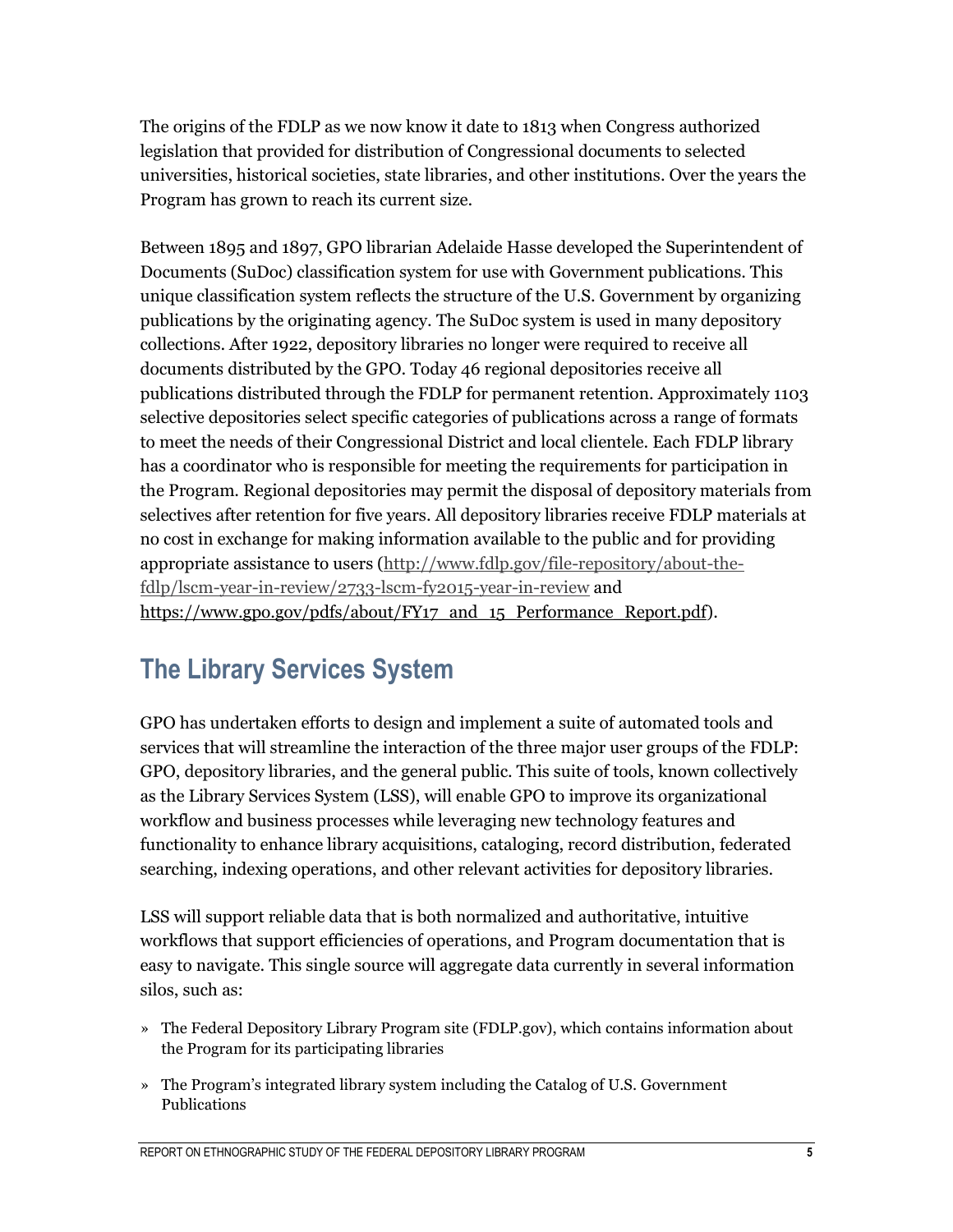The origins of the FDLP as we now know it date to 1813 when Congress authorized legislation that provided for distribution of Congressional documents to selected universities, historical societies, state libraries, and other institutions. Over the years the Program has grown to reach its current size.

Between 1895 and 1897, GPO librarian Adelaide Hasse developed the Superintendent of Documents (SuDoc) classification system for use with Government publications. This unique classification system reflects the structure of the U.S. Government by organizing publications by the originating agency. The SuDoc system is used in many depository collections. After 1922, depository libraries no longer were required to receive all documents distributed by the GPO. Today 46 regional depositories receive all publications distributed through the FDLP for permanent retention. Approximately 1103 selective depositories select specific categories of publications across a range of formats to meet the needs of their Congressional District and local clientele. Each FDLP library has a coordinator who is responsible for meeting the requirements for participation in the Program. Regional depositories may permit the disposal of depository materials from selectives after retention for five years. All depository libraries receive FDLP materials at no cost in exchange for making information available to the public and for providing appropriate assistance to users (http://www.fdlp.gov/file-repository/about-the-fdlp/lscm-year-in-review/2733-lscm-fy2015-year-in-review and https://www.gpo.gov/pdfs/about/FY17_and_15_Performance_Report.pdf).

## The Library Services System

GPO has undertaken efforts to design and implement a suite of automated tools and services that will streamline the interaction of the three major user groups of the FDLP: GPO, depository libraries, and the general public. This suite of tools, known collectively as the Library Services System (LSS), will enable GPO to improve its organizational workflow and business processes while leveraging new technology features and functionality to enhance library acquisitions, cataloging, record distribution, federated searching, indexing operations, and other relevant activities for depository libraries.

LSS will support reliable data that is both normalized and authoritative, intuitive workflows that support efficiencies of operations, and Program documentation that is easy to navigate. This single source will aggregate data currently in several information silos, such as:

- The Federal Depository Library Program site (FDLP.gov), which contains information about the Program for its participating libraries
- The Program's integrated library system including the Catalog of U.S. Government Publications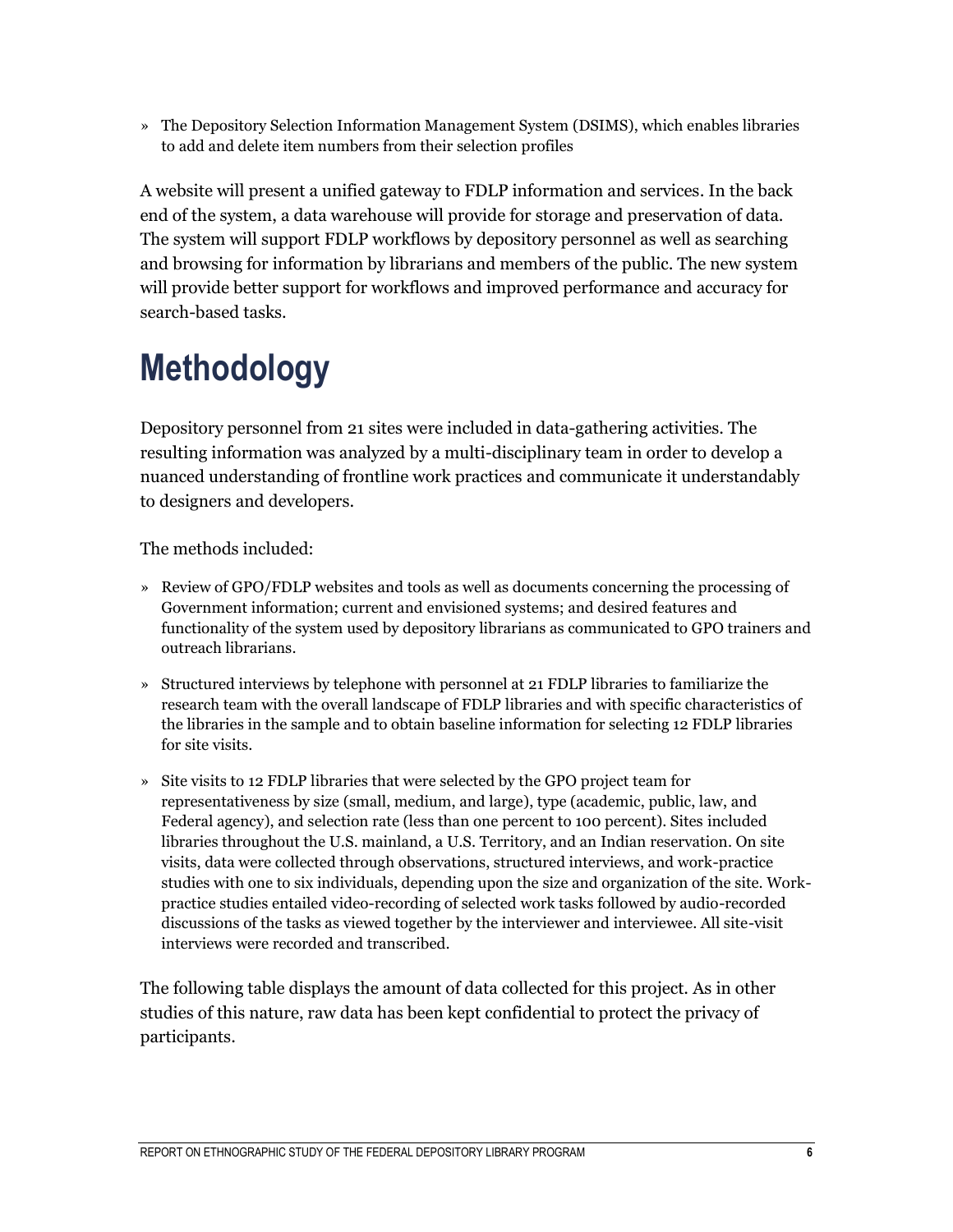- The Depository Selection Information Management System (DSIMS), which enables libraries to add and delete item numbers from their selection profiles

A website will present a unified gateway to FDLP information and services. In the back end of the system, a data warehouse will provide for storage and preservation of data. The system will support FDLP workflows by depository personnel as well as searching and browsing for information by librarians and members of the public. The new system will provide better support for workflows and improved performance and accuracy for search-based tasks.

# Methodology

Depository personnel from 21 sites were included in data-gathering activities. The resulting information was analyzed by a multi-disciplinary team in order to develop a nuanced understanding of frontline work practices and communicate it understandably to designers and developers.

The methods included:

- Review of GPO/FDLP websites and tools as well as documents concerning the processing of Government information; current and envisioned systems; and desired features and functionality of the system used by depository librarians as communicated to GPO trainers and outreach librarians.
- Structured interviews by telephone with personnel at 21 FDLP libraries to familiarize the research team with the overall landscape of FDLP libraries and with specific characteristics of the libraries in the sample and to obtain baseline information for selecting 12 FDLP libraries for site visits.
- Site visits to 12 FDLP libraries that were selected by the GPO project team for representativeness by size (small, medium, and large), type (academic, public, law, and Federal agency), and selection rate (less than one percent to 100 percent). Sites included libraries throughout the U.S. mainland, a U.S. Territory, and an Indian reservation. On site visits, data were collected through observations, structured interviews, and work-practice studies with one to six individuals, depending upon the size and organization of the site. Work-practice studies entailed video-recording of selected work tasks followed by audio-recorded discussions of the tasks as viewed together by the interviewer and interviewee. All site-visit interviews were recorded and transcribed.

The following table displays the amount of data collected for this project. As in other studies of this nature, raw data has been kept confidential to protect the privacy of participants.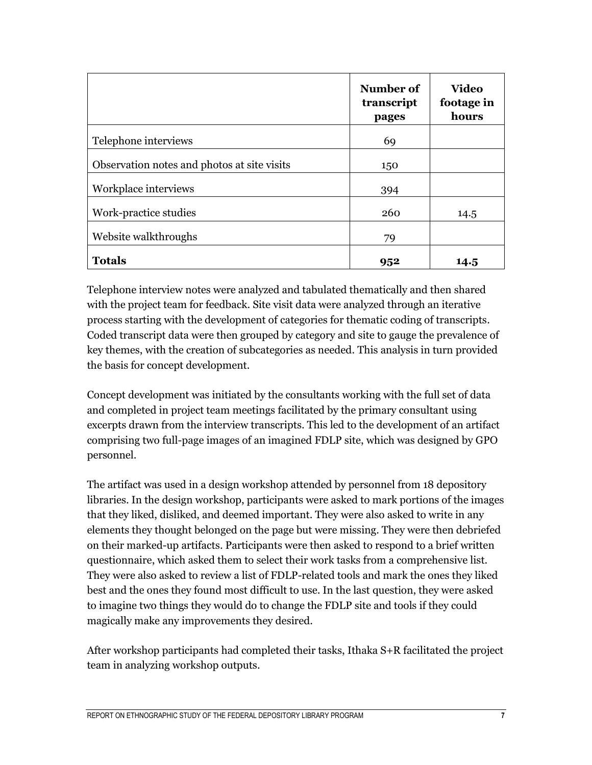| | **Number of transcript pages** | **Video footage in hours** |
|---|---|---|
| Telephone interviews | 69 | |
| Observation notes and photos at site visits | 150 | |
| Workplace interviews | 394 | |
| Work-practice studies | 260 | 14.5 |
| Website walkthroughs | 79 | |
| **Totals** | **952** | **14.5** |

Telephone interview notes were analyzed and tabulated thematically and then shared with the project team for feedback. Site visit data were analyzed through an iterative process starting with the development of categories for thematic coding of transcripts. Coded transcript data were then grouped by category and site to gauge the prevalence of key themes, with the creation of subcategories as needed. This analysis in turn provided the basis for concept development.

Concept development was initiated by the consultants working with the full set of data and completed in project team meetings facilitated by the primary consultant using excerpts drawn from the interview transcripts. This led to the development of an artifact comprising two full-page images of an imagined FDLP site, which was designed by GPO personnel.

The artifact was used in a design workshop attended by personnel from 18 depository libraries. In the design workshop, participants were asked to mark portions of the images that they liked, disliked, and deemed important. They were also asked to write in any elements they thought belonged on the page but were missing. They were then debriefed on their marked-up artifacts. Participants were then asked to respond to a brief written questionnaire, which asked them to select their work tasks from a comprehensive list. They were also asked to review a list of FDLP-related tools and mark the ones they liked best and the ones they found most difficult to use. In the last question, they were asked to imagine two things they would do to change the FDLP site and tools if they could magically make any improvements they desired.

After workshop participants had completed their tasks, Ithaka S+R facilitated the project team in analyzing workshop outputs.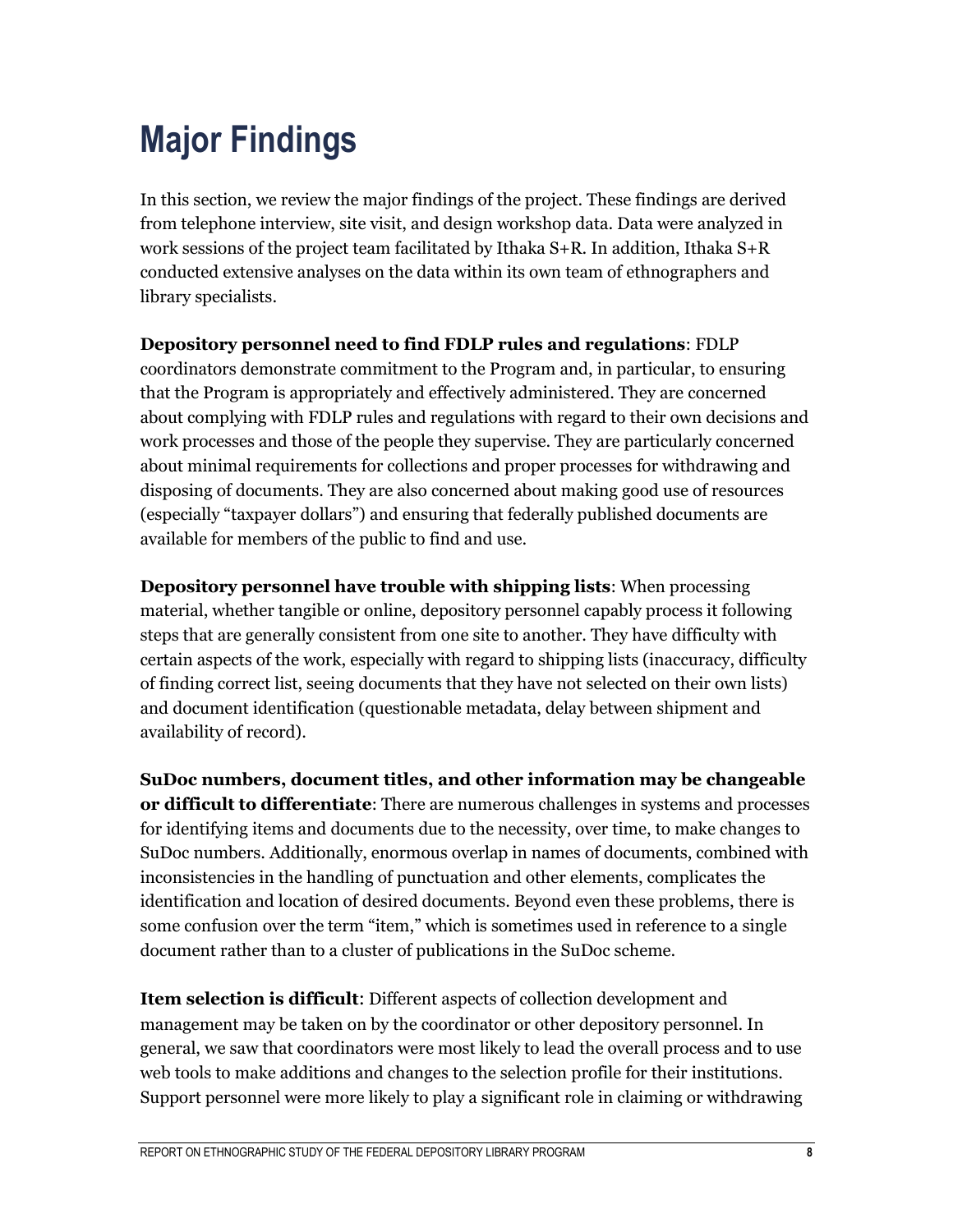# Major Findings

In this section, we review the major findings of the project. These findings are derived from telephone interview, site visit, and design workshop data. Data were analyzed in work sessions of the project team facilitated by Ithaka S+R. In addition, Ithaka S+R conducted extensive analyses on the data within its own team of ethnographers and library specialists.

**Depository personnel need to find FDLP rules and regulations**: FDLP coordinators demonstrate commitment to the Program and, in particular, to ensuring that the Program is appropriately and effectively administered. They are concerned about complying with FDLP rules and regulations with regard to their own decisions and work processes and those of the people they supervise. They are particularly concerned about minimal requirements for collections and proper processes for withdrawing and disposing of documents. They are also concerned about making good use of resources (especially "taxpayer dollars") and ensuring that federally published documents are available for members of the public to find and use.

**Depository personnel have trouble with shipping lists**: When processing material, whether tangible or online, depository personnel capably process it following steps that are generally consistent from one site to another. They have difficulty with certain aspects of the work, especially with regard to shipping lists (inaccuracy, difficulty of finding correct list, seeing documents that they have not selected on their own lists) and document identification (questionable metadata, delay between shipment and availability of record).

**SuDoc numbers, document titles, and other information may be changeable or difficult to differentiate**: There are numerous challenges in systems and processes for identifying items and documents due to the necessity, over time, to make changes to SuDoc numbers. Additionally, enormous overlap in names of documents, combined with inconsistencies in the handling of punctuation and other elements, complicates the identification and location of desired documents. Beyond even these problems, there is some confusion over the term "item," which is sometimes used in reference to a single document rather than to a cluster of publications in the SuDoc scheme.

**Item selection is difficult**: Different aspects of collection development and management may be taken on by the coordinator or other depository personnel. In general, we saw that coordinators were most likely to lead the overall process and to use web tools to make additions and changes to the selection profile for their institutions. Support personnel were more likely to play a significant role in claiming or withdrawing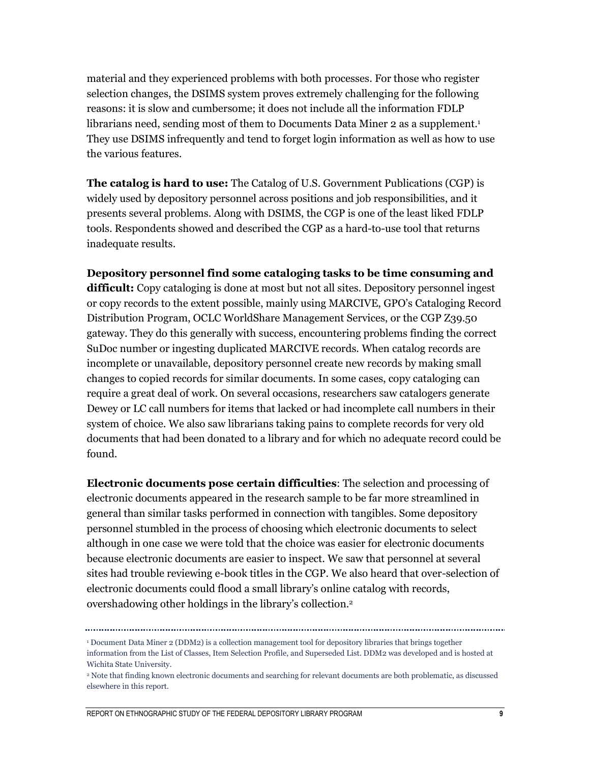material and they experienced problems with both processes. For those who register selection changes, the DSIMS system proves extremely challenging for the following reasons: it is slow and cumbersome; it does not include all the information FDLP librarians need, sending most of them to Documents Data Miner 2 as a supplement.[1] They use DSIMS infrequently and tend to forget login information as well as how to use the various features.

**The catalog is hard to use:** The Catalog of U.S. Government Publications (CGP) is widely used by depository personnel across positions and job responsibilities, and it presents several problems. Along with DSIMS, the CGP is one of the least liked FDLP tools. Respondents showed and described the CGP as a hard-to-use tool that returns inadequate results.

**Depository personnel find some cataloging tasks to be time consuming and difficult:** Copy cataloging is done at most but not all sites. Depository personnel ingest or copy records to the extent possible, mainly using MARCIVE, GPO's Cataloging Record Distribution Program, OCLC WorldShare Management Services, or the CGP Z39.50 gateway. They do this generally with success, encountering problems finding the correct SuDoc number or ingesting duplicated MARCIVE records. When catalog records are incomplete or unavailable, depository personnel create new records by making small changes to copied records for similar documents. In some cases, copy cataloging can require a great deal of work. On several occasions, researchers saw catalogers generate Dewey or LC call numbers for items that lacked or had incomplete call numbers in their system of choice. We also saw librarians taking pains to complete records for very old documents that had been donated to a library and for which no adequate record could be found.

**Electronic documents pose certain difficulties**: The selection and processing of electronic documents appeared in the research sample to be far more streamlined in general than similar tasks performed in connection with tangibles. Some depository personnel stumbled in the process of choosing which electronic documents to select although in one case we were told that the choice was easier for electronic documents because electronic documents are easier to inspect. We saw that personnel at several sites had trouble reviewing e-book titles in the CGP. We also heard that over-selection of electronic documents could flood a small library's online catalog with records, overshadowing other holdings in the library's collection.[2]

---

[1] Document Data Miner 2 (DDM2) is a collection management tool for depository libraries that brings together information from the List of Classes, Item Selection Profile, and Superseded List. DDM2 was developed and is hosted at Wichita State University.

[2] Note that finding known electronic documents and searching for relevant documents are both problematic, as discussed elsewhere in this report.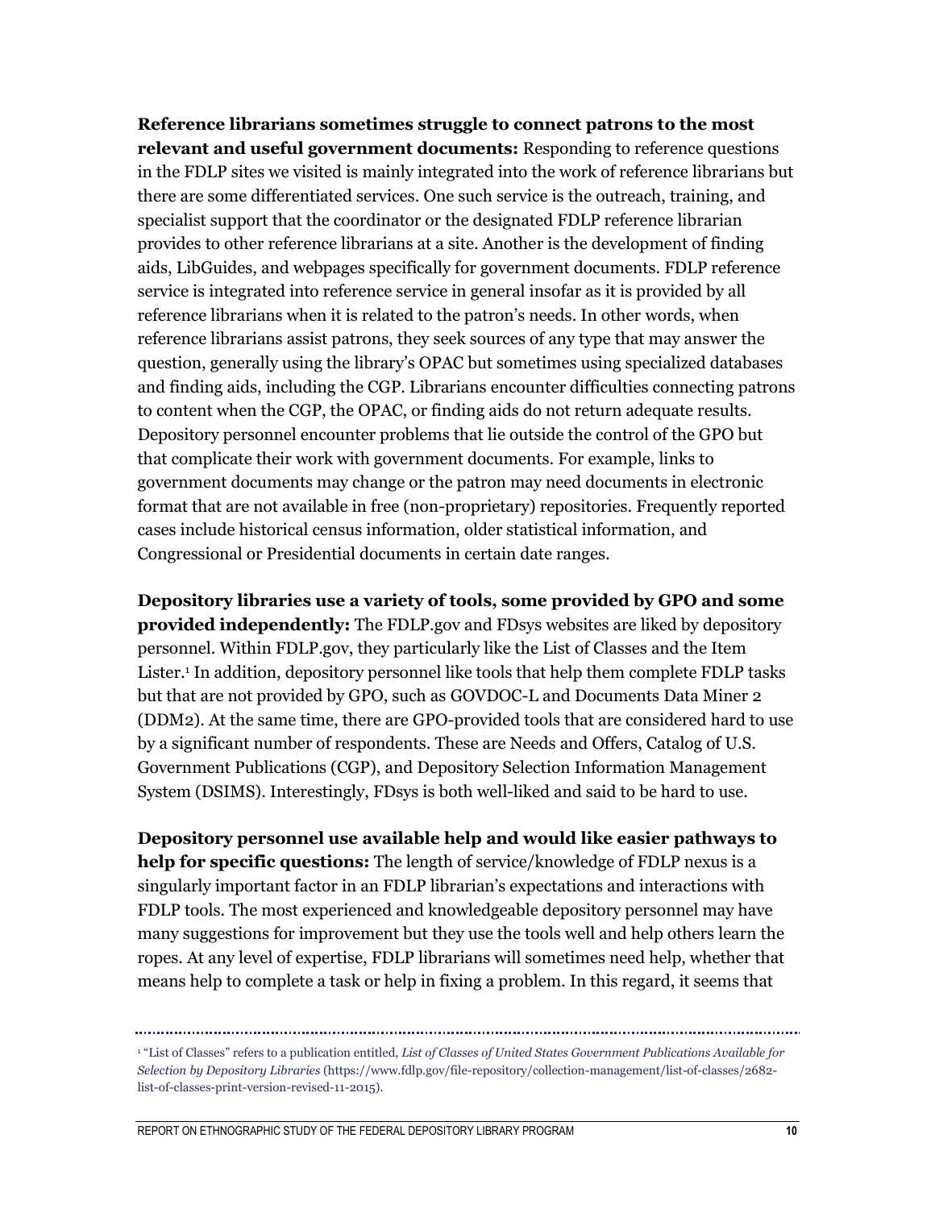**Reference librarians sometimes struggle to connect patrons to the most relevant and useful government documents:** Responding to reference questions in the FDLP sites we visited is mainly integrated into the work of reference librarians but there are some differentiated services. One such service is the outreach, training, and specialist support that the coordinator or the designated FDLP reference librarian provides to other reference librarians at a site. Another is the development of finding aids, LibGuides, and webpages specifically for government documents. FDLP reference service is integrated into reference service in general insofar as it is provided by all reference librarians when it is related to the patron's needs. In other words, when reference librarians assist patrons, they seek sources of any type that may answer the question, generally using the library's OPAC but sometimes using specialized databases and finding aids, including the CGP. Librarians encounter difficulties connecting patrons to content when the CGP, the OPAC, or finding aids do not return adequate results. Depository personnel encounter problems that lie outside the control of the GPO but that complicate their work with government documents. For example, links to government documents may change or the patron may need documents in electronic format that are not available in free (non-proprietary) repositories. Frequently reported cases include historical census information, older statistical information, and Congressional or Presidential documents in certain date ranges.

**Depository libraries use a variety of tools, some provided by GPO and some provided independently:** The FDLP.gov and FDsys websites are liked by depository personnel. Within FDLP.gov, they particularly like the List of Classes and the Item Lister.[1] In addition, depository personnel like tools that help them complete FDLP tasks but that are not provided by GPO, such as GOVDOC-L and Documents Data Miner 2 (DDM2). At the same time, there are GPO-provided tools that are considered hard to use by a significant number of respondents. These are Needs and Offers, Catalog of U.S. Government Publications (CGP), and Depository Selection Information Management System (DSIMS). Interestingly, FDsys is both well-liked and said to be hard to use.

**Depository personnel use available help and would like easier pathways to help for specific questions:** The length of service/knowledge of FDLP nexus is a singularly important factor in an FDLP librarian's expectations and interactions with FDLP tools. The most experienced and knowledgeable depository personnel may have many suggestions for improvement but they use the tools well and help others learn the ropes. At any level of expertise, FDLP librarians will sometimes need help, whether that means help to complete a task or help in fixing a problem. In this regard, it seems that

---

[1] "List of Classes" refers to a publication entitled, *List of Classes of United States Government Publications Available for Selection by Depository Libraries* (https://www.fdlp.gov/file-repository/collection-management/list-of-classes/2682-list-of-classes-print-version-revised-11-2015).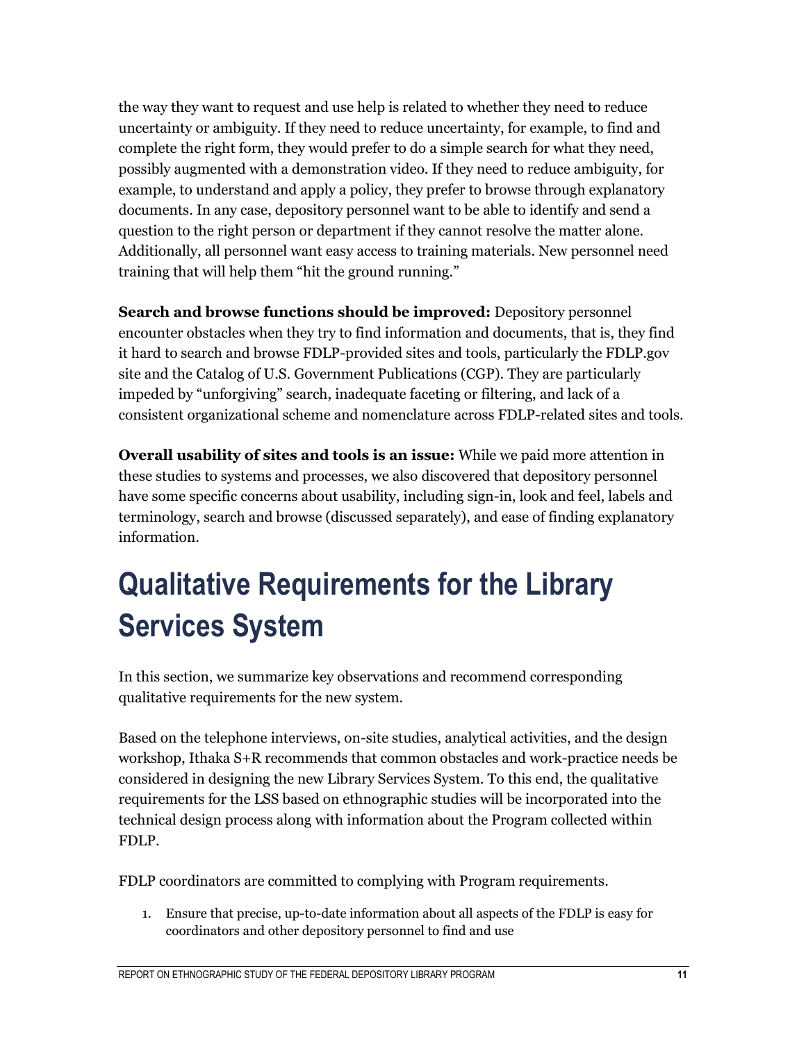the way they want to request and use help is related to whether they need to reduce uncertainty or ambiguity. If they need to reduce uncertainty, for example, to find and complete the right form, they would prefer to do a simple search for what they need, possibly augmented with a demonstration video. If they need to reduce ambiguity, for example, to understand and apply a policy, they prefer to browse through explanatory documents. In any case, depository personnel want to be able to identify and send a question to the right person or department if they cannot resolve the matter alone. Additionally, all personnel want easy access to training materials. New personnel need training that will help them "hit the ground running."

**Search and browse functions should be improved:** Depository personnel encounter obstacles when they try to find information and documents, that is, they find it hard to search and browse FDLP-provided sites and tools, particularly the FDLP.gov site and the Catalog of U.S. Government Publications (CGP). They are particularly impeded by "unforgiving" search, inadequate faceting or filtering, and lack of a consistent organizational scheme and nomenclature across FDLP-related sites and tools.

**Overall usability of sites and tools is an issue:** While we paid more attention in these studies to systems and processes, we also discovered that depository personnel have some specific concerns about usability, including sign-in, look and feel, labels and terminology, search and browse (discussed separately), and ease of finding explanatory information.

# Qualitative Requirements for the Library Services System

In this section, we summarize key observations and recommend corresponding qualitative requirements for the new system.

Based on the telephone interviews, on-site studies, analytical activities, and the design workshop, Ithaka S+R recommends that common obstacles and work-practice needs be considered in designing the new Library Services System. To this end, the qualitative requirements for the LSS based on ethnographic studies will be incorporated into the technical design process along with information about the Program collected within FDLP.

FDLP coordinators are committed to complying with Program requirements.

1. Ensure that precise, up-to-date information about all aspects of the FDLP is easy for coordinators and other depository personnel to find and use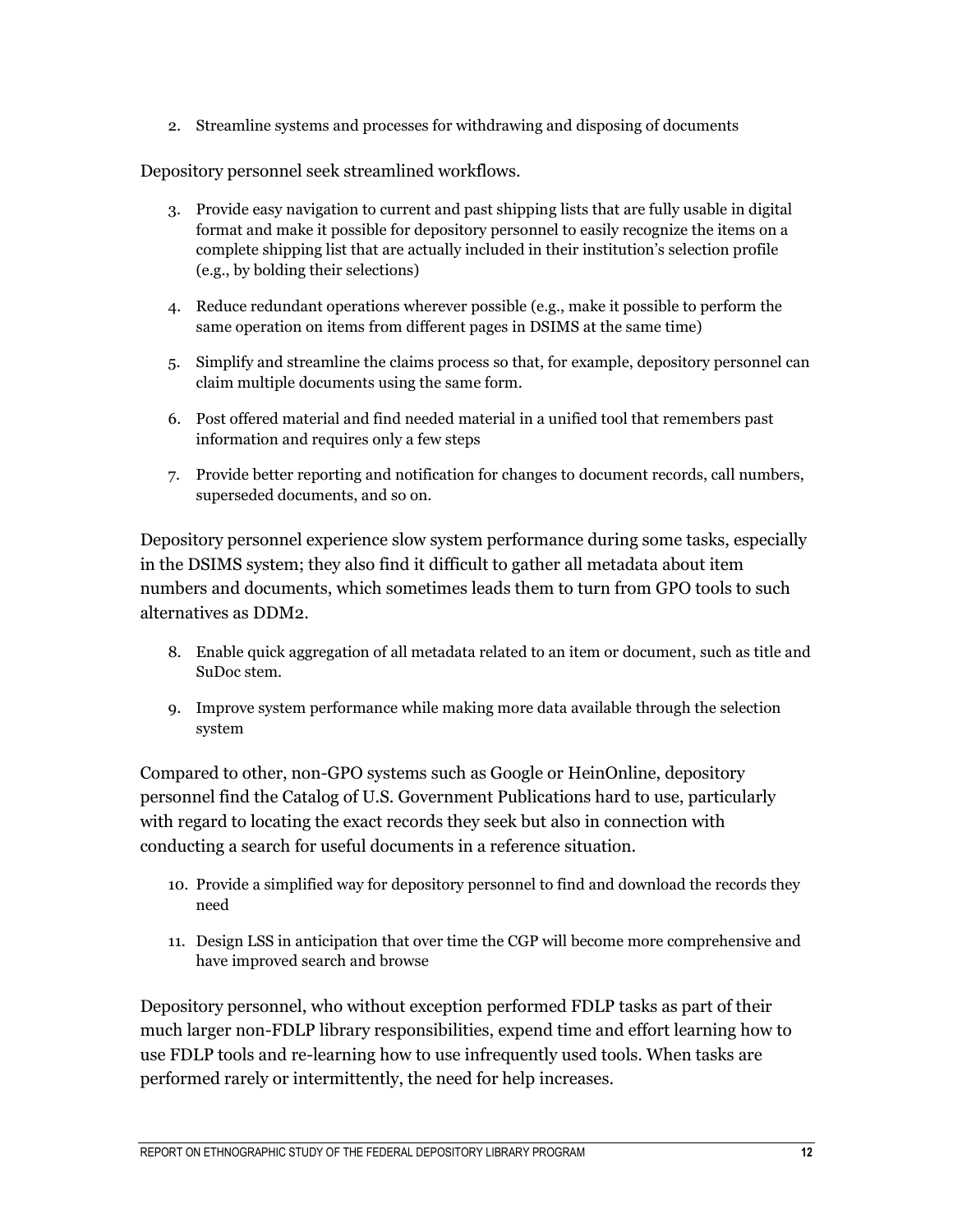2. Streamline systems and processes for withdrawing and disposing of documents

Depository personnel seek streamlined workflows.

3. Provide easy navigation to current and past shipping lists that are fully usable in digital format and make it possible for depository personnel to easily recognize the items on a complete shipping list that are actually included in their institution's selection profile (e.g., by bolding their selections)

4. Reduce redundant operations wherever possible (e.g., make it possible to perform the same operation on items from different pages in DSIMS at the same time)

5. Simplify and streamline the claims process so that, for example, depository personnel can claim multiple documents using the same form.

6. Post offered material and find needed material in a unified tool that remembers past information and requires only a few steps

7. Provide better reporting and notification for changes to document records, call numbers, superseded documents, and so on.

Depository personnel experience slow system performance during some tasks, especially in the DSIMS system; they also find it difficult to gather all metadata about item numbers and documents, which sometimes leads them to turn from GPO tools to such alternatives as DDM2.

8. Enable quick aggregation of all metadata related to an item or document, such as title and SuDoc stem.

9. Improve system performance while making more data available through the selection system

Compared to other, non-GPO systems such as Google or HeinOnline, depository personnel find the Catalog of U.S. Government Publications hard to use, particularly with regard to locating the exact records they seek but also in connection with conducting a search for useful documents in a reference situation.

10. Provide a simplified way for depository personnel to find and download the records they need

11. Design LSS in anticipation that over time the CGP will become more comprehensive and have improved search and browse

Depository personnel, who without exception performed FDLP tasks as part of their much larger non-FDLP library responsibilities, expend time and effort learning how to use FDLP tools and re-learning how to use infrequently used tools. When tasks are performed rarely or intermittently, the need for help increases.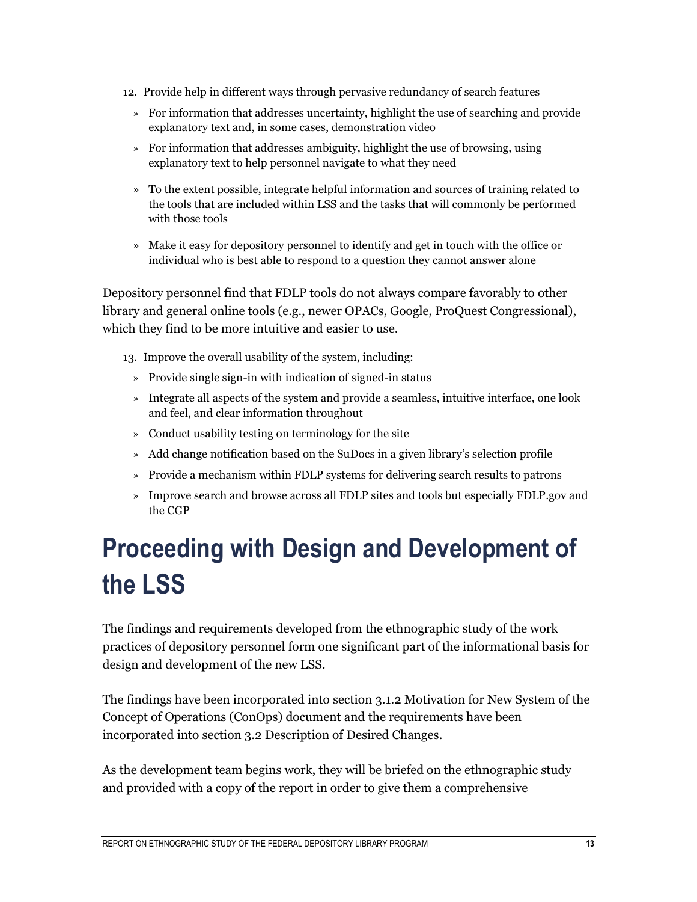12. Provide help in different ways through pervasive redundancy of search features
    - For information that addresses uncertainty, highlight the use of searching and provide explanatory text and, in some cases, demonstration video
    - For information that addresses ambiguity, highlight the use of browsing, using explanatory text to help personnel navigate to what they need
    - To the extent possible, integrate helpful information and sources of training related to the tools that are included within LSS and the tasks that will commonly be performed with those tools
    - Make it easy for depository personnel to identify and get in touch with the office or individual who is best able to respond to a question they cannot answer alone

Depository personnel find that FDLP tools do not always compare favorably to other library and general online tools (e.g., newer OPACs, Google, ProQuest Congressional), which they find to be more intuitive and easier to use.

13. Improve the overall usability of the system, including:
    - Provide single sign-in with indication of signed-in status
    - Integrate all aspects of the system and provide a seamless, intuitive interface, one look and feel, and clear information throughout
    - Conduct usability testing on terminology for the site
    - Add change notification based on the SuDocs in a given library's selection profile
    - Provide a mechanism within FDLP systems for delivering search results to patrons
    - Improve search and browse across all FDLP sites and tools but especially FDLP.gov and the CGP

# Proceeding with Design and Development of the LSS

The findings and requirements developed from the ethnographic study of the work practices of depository personnel form one significant part of the informational basis for design and development of the new LSS.

The findings have been incorporated into section 3.1.2 Motivation for New System of the Concept of Operations (ConOps) document and the requirements have been incorporated into section 3.2 Description of Desired Changes.

As the development team begins work, they will be briefed on the ethnographic study and provided with a copy of the report in order to give them a comprehensive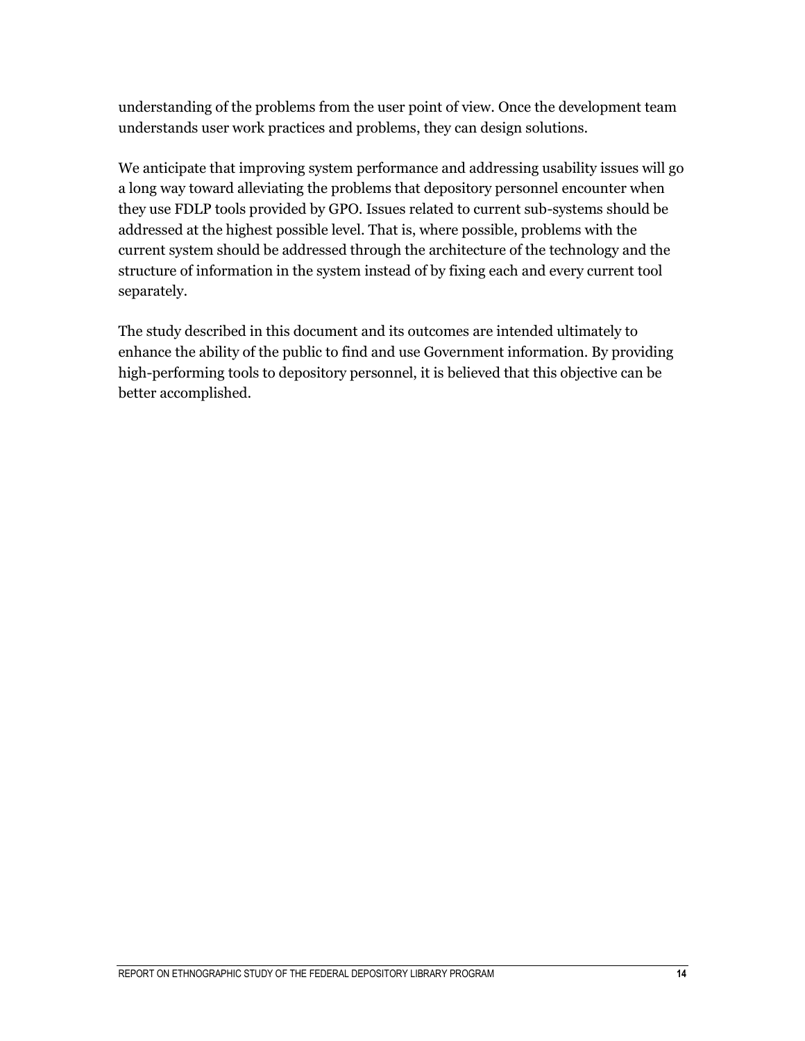understanding of the problems from the user point of view. Once the development team understands user work practices and problems, they can design solutions.

We anticipate that improving system performance and addressing usability issues will go a long way toward alleviating the problems that depository personnel encounter when they use FDLP tools provided by GPO. Issues related to current sub-systems should be addressed at the highest possible level. That is, where possible, problems with the current system should be addressed through the architecture of the technology and the structure of information in the system instead of by fixing each and every current tool separately.

The study described in this document and its outcomes are intended ultimately to enhance the ability of the public to find and use Government information. By providing high-performing tools to depository personnel, it is believed that this objective can be better accomplished.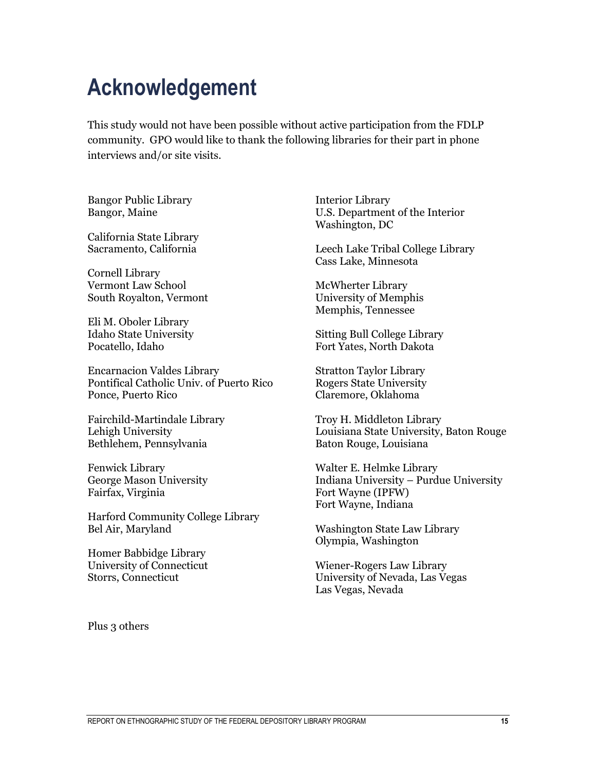# Acknowledgement

This study would not have been possible without active participation from the FDLP community. GPO would like to thank the following libraries for their part in phone interviews and/or site visits.

Bangor Public Library
Bangor, Maine

California State Library
Sacramento, California

Cornell Library
Vermont Law School
South Royalton, Vermont

Eli M. Oboler Library
Idaho State University
Pocatello, Idaho

Encarnacion Valdes Library
Pontifical Catholic Univ. of Puerto Rico
Ponce, Puerto Rico

Fairchild-Martindale Library
Lehigh University
Bethlehem, Pennsylvania

Fenwick Library
George Mason University
Fairfax, Virginia

Harford Community College Library
Bel Air, Maryland

Homer Babbidge Library
University of Connecticut
Storrs, Connecticut

Interior Library
U.S. Department of the Interior
Washington, DC

Leech Lake Tribal College Library
Cass Lake, Minnesota

McWherter Library
University of Memphis
Memphis, Tennessee

Sitting Bull College Library
Fort Yates, North Dakota

Stratton Taylor Library
Rogers State University
Claremore, Oklahoma

Troy H. Middleton Library
Louisiana State University, Baton Rouge
Baton Rouge, Louisiana

Walter E. Helmke Library
Indiana University – Purdue University Fort Wayne (IPFW)
Fort Wayne, Indiana

Washington State Law Library
Olympia, Washington

Wiener-Rogers Law Library
University of Nevada, Las Vegas
Las Vegas, Nevada

Plus 3 others